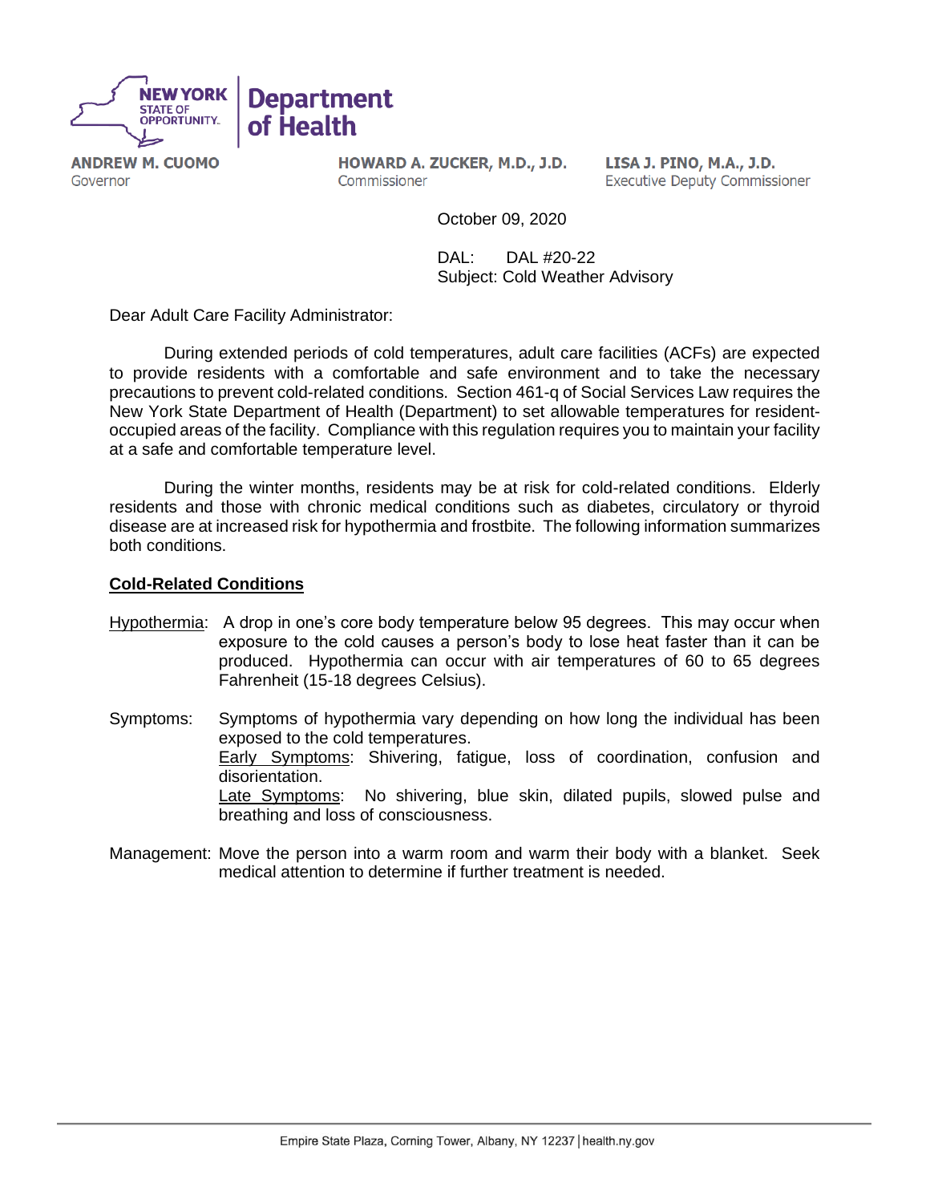**NEW YORK STATE OF OPPORTUNITY** | **Department of Health**

**ANDREW M. CUOMO**
Governor

**HOWARD A. ZUCKER, M.D., J.D.**
Commissioner

**LISA J. PINO, M.A., J.D.**
Executive Deputy Commissioner

October 09, 2020

DAL: DAL #20-22
Subject: Cold Weather Advisory

Dear Adult Care Facility Administrator:

During extended periods of cold temperatures, adult care facilities (ACFs) are expected to provide residents with a comfortable and safe environment and to take the necessary precautions to prevent cold-related conditions. Section 461-q of Social Services Law requires the New York State Department of Health (Department) to set allowable temperatures for resident-occupied areas of the facility. Compliance with this regulation requires you to maintain your facility at a safe and comfortable temperature level.

During the winter months, residents may be at risk for cold-related conditions. Elderly residents and those with chronic medical conditions such as diabetes, circulatory or thyroid disease are at increased risk for hypothermia and frostbite. The following information summarizes both conditions.

## Cold-Related Conditions

Hypothermia: A drop in one's core body temperature below 95 degrees. This may occur when exposure to the cold causes a person's body to lose heat faster than it can be produced. Hypothermia can occur with air temperatures of 60 to 65 degrees Fahrenheit (15-18 degrees Celsius).

Symptoms: Symptoms of hypothermia vary depending on how long the individual has been exposed to the cold temperatures.
Early Symptoms: Shivering, fatigue, loss of coordination, confusion and disorientation.
Late Symptoms: No shivering, blue skin, dilated pupils, slowed pulse and breathing and loss of consciousness.

Management: Move the person into a warm room and warm their body with a blanket. Seek medical attention to determine if further treatment is needed.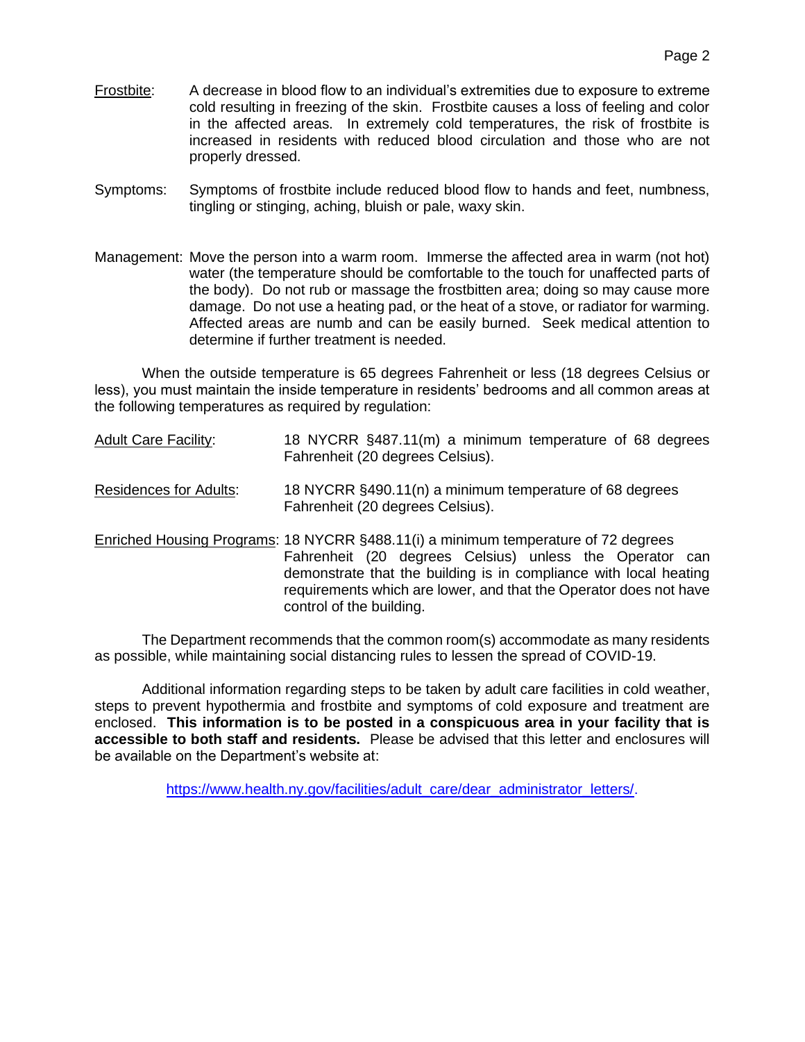<u>Frostbite</u>: A decrease in blood flow to an individual's extremities due to exposure to extreme cold resulting in freezing of the skin. Frostbite causes a loss of feeling and color in the affected areas. In extremely cold temperatures, the risk of frostbite is increased in residents with reduced blood circulation and those who are not properly dressed.

Symptoms: Symptoms of frostbite include reduced blood flow to hands and feet, numbness, tingling or stinging, aching, bluish or pale, waxy skin.

Management: Move the person into a warm room. Immerse the affected area in warm (not hot) water (the temperature should be comfortable to the touch for unaffected parts of the body). Do not rub or massage the frostbitten area; doing so may cause more damage. Do not use a heating pad, or the heat of a stove, or radiator for warming. Affected areas are numb and can be easily burned. Seek medical attention to determine if further treatment is needed.

When the outside temperature is 65 degrees Fahrenheit or less (18 degrees Celsius or less), you must maintain the inside temperature in residents' bedrooms and all common areas at the following temperatures as required by regulation:

<u>Adult Care Facility</u>: 18 NYCRR §487.11(m) a minimum temperature of 68 degrees Fahrenheit (20 degrees Celsius).

<u>Residences for Adults</u>: 18 NYCRR §490.11(n) a minimum temperature of 68 degrees Fahrenheit (20 degrees Celsius).

<u>Enriched Housing Programs</u>: 18 NYCRR §488.11(i) a minimum temperature of 72 degrees Fahrenheit (20 degrees Celsius) unless the Operator can demonstrate that the building is in compliance with local heating requirements which are lower, and that the Operator does not have control of the building.

The Department recommends that the common room(s) accommodate as many residents as possible, while maintaining social distancing rules to lessen the spread of COVID-19.

Additional information regarding steps to be taken by adult care facilities in cold weather, steps to prevent hypothermia and frostbite and symptoms of cold exposure and treatment are enclosed. **This information is to be posted in a conspicuous area in your facility that is accessible to both staff and residents.** Please be advised that this letter and enclosures will be available on the Department's website at:

https://www.health.ny.gov/facilities/adult_care/dear_administrator_letters/.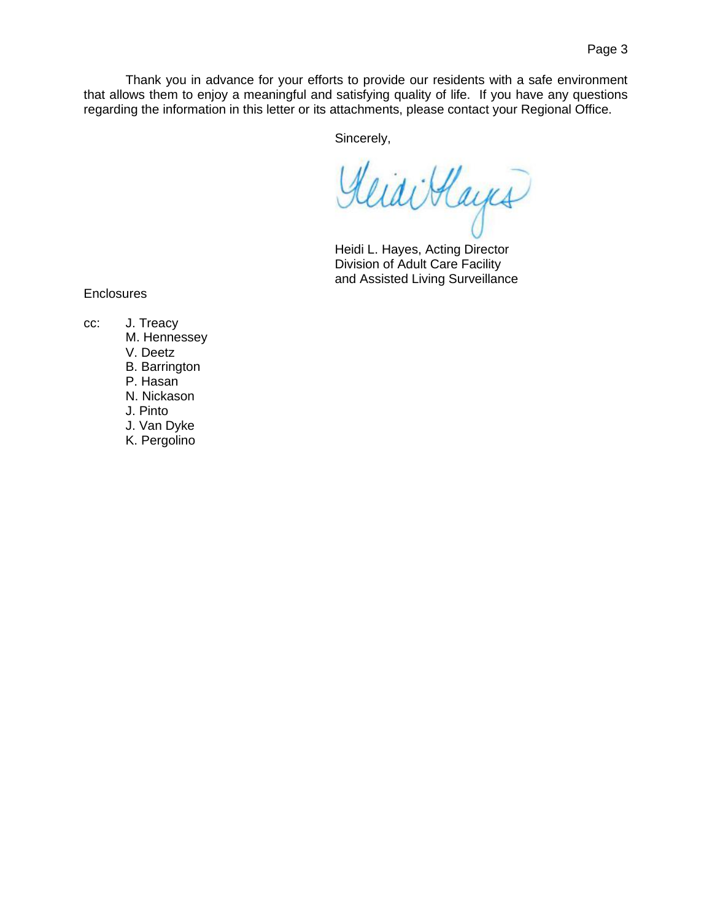Thank you in advance for your efforts to provide our residents with a safe environment that allows them to enjoy a meaningful and satisfying quality of life. If you have any questions regarding the information in this letter or its attachments, please contact your Regional Office.

Sincerely,

Heidi L. Hayes, Acting Director
Division of Adult Care Facility
and Assisted Living Surveillance

Enclosures

cc: J. Treacy
M. Hennessey
V. Deetz
B. Barrington
P. Hasan
N. Nickason
J. Pinto
J. Van Dyke
K. Pergolino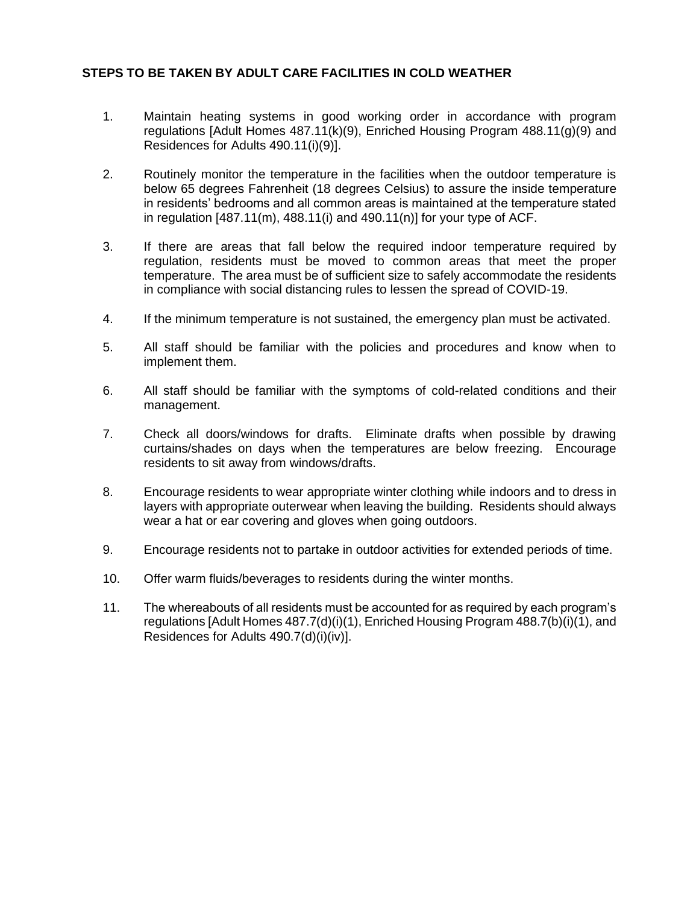## STEPS TO BE TAKEN BY ADULT CARE FACILITIES IN COLD WEATHER

1. Maintain heating systems in good working order in accordance with program regulations [Adult Homes 487.11(k)(9), Enriched Housing Program 488.11(g)(9) and Residences for Adults 490.11(i)(9)].

2. Routinely monitor the temperature in the facilities when the outdoor temperature is below 65 degrees Fahrenheit (18 degrees Celsius) to assure the inside temperature in residents' bedrooms and all common areas is maintained at the temperature stated in regulation [487.11(m), 488.11(i) and 490.11(n)] for your type of ACF.

3. If there are areas that fall below the required indoor temperature required by regulation, residents must be moved to common areas that meet the proper temperature. The area must be of sufficient size to safely accommodate the residents in compliance with social distancing rules to lessen the spread of COVID-19.

4. If the minimum temperature is not sustained, the emergency plan must be activated.

5. All staff should be familiar with the policies and procedures and know when to implement them.

6. All staff should be familiar with the symptoms of cold-related conditions and their management.

7. Check all doors/windows for drafts. Eliminate drafts when possible by drawing curtains/shades on days when the temperatures are below freezing. Encourage residents to sit away from windows/drafts.

8. Encourage residents to wear appropriate winter clothing while indoors and to dress in layers with appropriate outerwear when leaving the building. Residents should always wear a hat or ear covering and gloves when going outdoors.

9. Encourage residents not to partake in outdoor activities for extended periods of time.

10. Offer warm fluids/beverages to residents during the winter months.

11. The whereabouts of all residents must be accounted for as required by each program's regulations [Adult Homes 487.7(d)(i)(1), Enriched Housing Program 488.7(b)(i)(1), and Residences for Adults 490.7(d)(i)(iv)].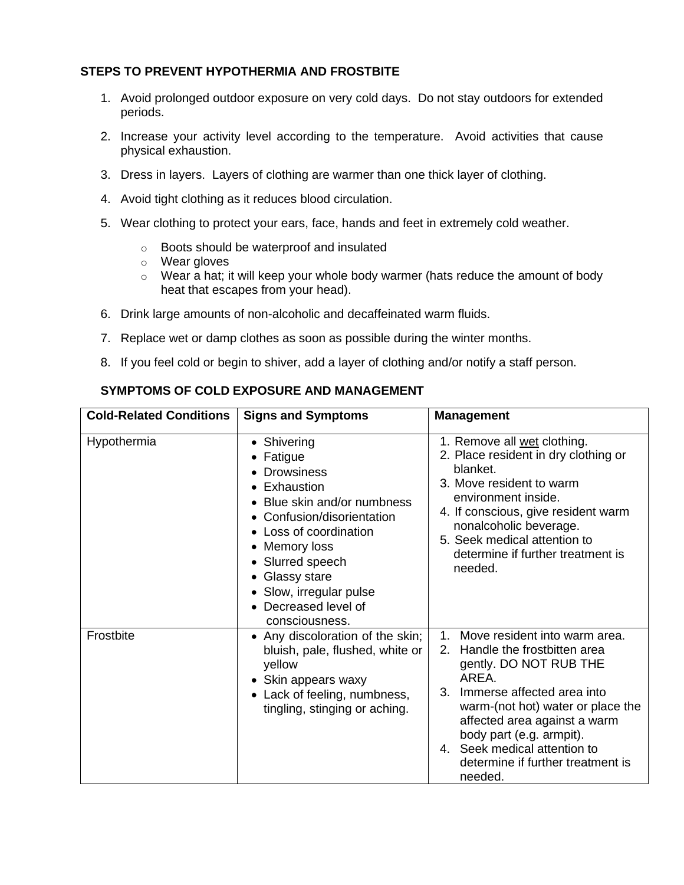## STEPS TO PREVENT HYPOTHERMIA AND FROSTBITE

1. Avoid prolonged outdoor exposure on very cold days. Do not stay outdoors for extended periods.
2. Increase your activity level according to the temperature. Avoid activities that cause physical exhaustion.
3. Dress in layers. Layers of clothing are warmer than one thick layer of clothing.
4. Avoid tight clothing as it reduces blood circulation.
5. Wear clothing to protect your ears, face, hands and feet in extremely cold weather.
   - Boots should be waterproof and insulated
   - Wear gloves
   - Wear a hat; it will keep your whole body warmer (hats reduce the amount of body heat that escapes from your head).
6. Drink large amounts of non-alcoholic and decaffeinated warm fluids.
7. Replace wet or damp clothes as soon as possible during the winter months.
8. If you feel cold or begin to shiver, add a layer of clothing and/or notify a staff person.

## SYMPTOMS OF COLD EXPOSURE AND MANAGEMENT

| Cold-Related Conditions | Signs and Symptoms | Management |
|---|---|---|
| Hypothermia | • Shivering<br>• Fatigue<br>• Drowsiness<br>• Exhaustion<br>• Blue skin and/or numbness<br>• Confusion/disorientation<br>• Loss of coordination<br>• Memory loss<br>• Slurred speech<br>• Glassy stare<br>• Slow, irregular pulse<br>• Decreased level of consciousness. | 1. Remove all <u>wet</u> clothing.<br>2. Place resident in dry clothing or blanket.<br>3. Move resident to warm environment inside.<br>4. If conscious, give resident warm nonalcoholic beverage.<br>5. Seek medical attention to determine if further treatment is needed. |
| Frostbite | • Any discoloration of the skin; bluish, pale, flushed, white or yellow<br>• Skin appears waxy<br>• Lack of feeling, numbness, tingling, stinging or aching. | 1. Move resident into warm area.<br>2. Handle the frostbitten area gently. DO NOT RUB THE AREA.<br>3. Immerse affected area into warm-(not hot) water or place the affected area against a warm body part (e.g. armpit).<br>4. Seek medical attention to determine if further treatment is needed. |